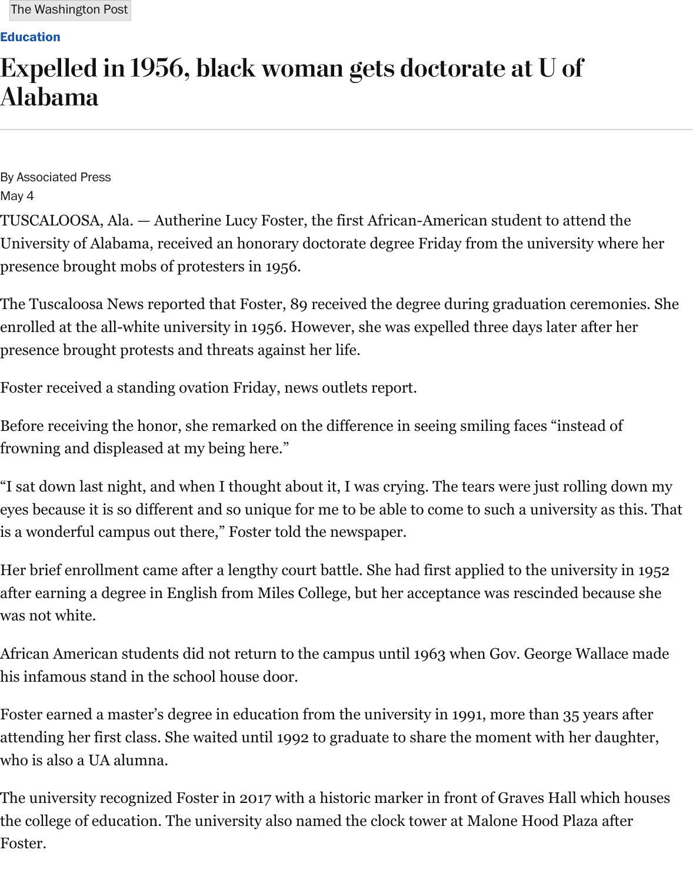The Washington Post

Education

# Expelled in 1956, black woman gets doctorate at U of Alabama

By Associated Press

May 4

TUSCALOOSA, Ala. — Autherine Lucy Foster, the first African-American student to attend the University of Alabama, received an honorary doctorate degree Friday from the university where her presence brought mobs of protesters in 1956.

The Tuscaloosa News reported that Foster, 89 received the degree during graduation ceremonies. She enrolled at the all-white university in 1956. However, she was expelled three days later after her presence brought protests and threats against her life.

Foster received a standing ovation Friday, news outlets report.

Before receiving the honor, she remarked on the difference in seeing smiling faces "instead of frowning and displeased at my being here."

"I sat down last night, and when I thought about it, I was crying. The tears were just rolling down my eyes because it is so different and so unique for me to be able to come to such a university as this. That is a wonderful campus out there," Foster told the newspaper.

Her brief enrollment came after a lengthy court battle. She had first applied to the university in 1952 after earning a degree in English from Miles College, but her acceptance was rescinded because she was not white.

African American students did not return to the campus until 1963 when Gov. George Wallace made his infamous stand in the school house door.

Foster earned a master's degree in education from the university in 1991, more than 35 years after attending her first class. She waited until 1992 to graduate to share the moment with her daughter, who is also a UA alumna.

The university recognized Foster in 2017 with a historic marker in front of Graves Hall which houses the college of education. The university also named the clock tower at Malone Hood Plaza after Foster.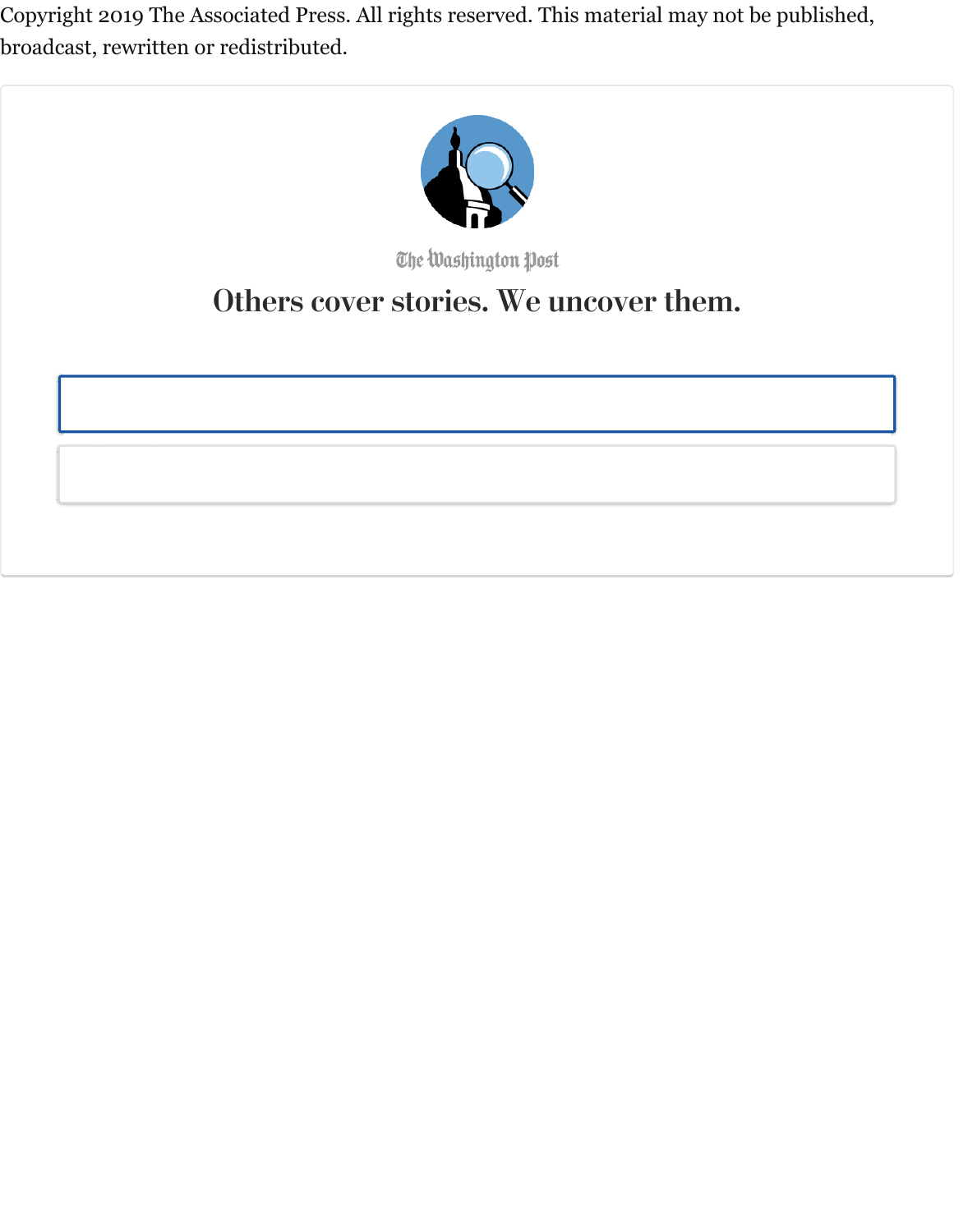Copyright 2019 The Associated Press. All rights reserved. This material may not be published, broadcast, rewritten or redistributed.